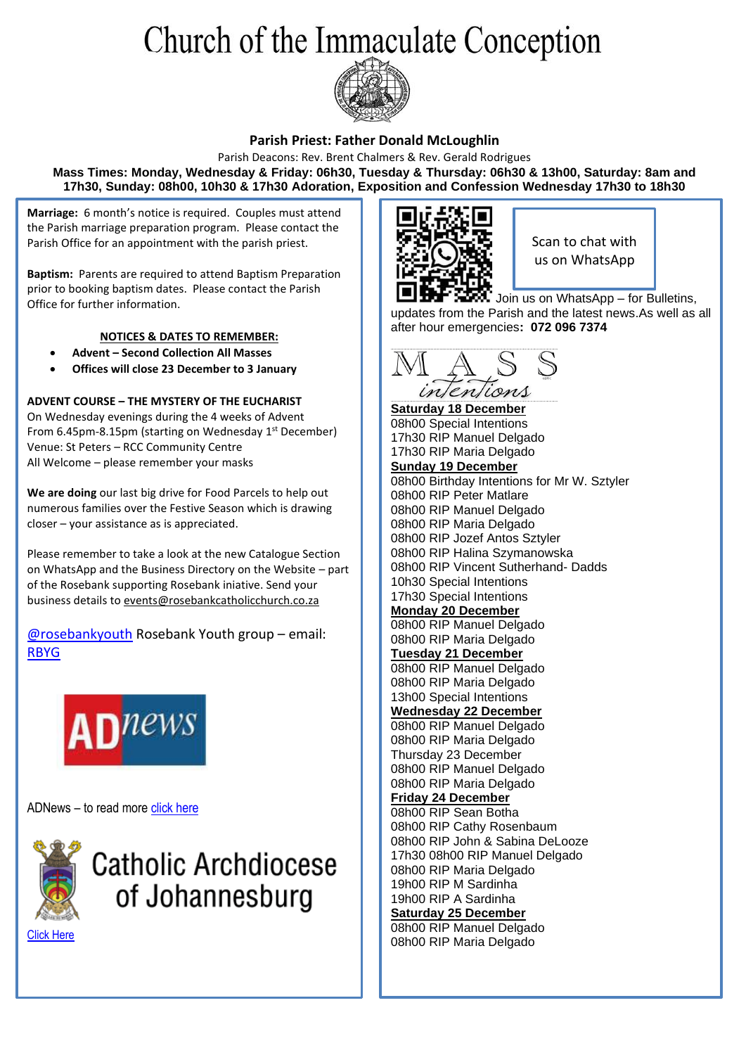# Church of the Immaculate Conception

**Parish Priest: Father Donald McLoughlin**

Parish Deacons: Rev. Brent Chalmers & Rev. Gerald Rodrigues

**Mass Times: Monday, Wednesday & Friday: 06h30, Tuesday & Thursday: 06h30 & 13h00, Saturday: 8am and 17h30, Sunday: 08h00, 10h30 & 17h30 Adoration, Exposition and Confession Wednesday 17h30 to 18h30**

**Marriage:** 6 month's notice is required. Couples must attend the Parish marriage preparation program. Please contact the Parish Office for an appointment with the parish priest.

**Baptism:** Parents are required to attend Baptism Preparation prior to booking baptism dates. Please contact the Parish Office for further information.

**NOTICES & DATES TO REMEMBER:**

- **Advent – Second Collection All Masses**
- **Offices will close 23 December to 3 January**

**ADVENT COURSE – THE MYSTERY OF THE EUCHARIST**
On Wednesday evenings during the 4 weeks of Advent
From 6.45pm-8.15pm (starting on Wednesday 1st December)
Venue: St Peters – RCC Community Centre
All Welcome – please remember your masks

**We are doing** our last big drive for Food Parcels to help out numerous families over the Festive Season which is drawing closer – your assistance as is appreciated.

Please remember to take a look at the new Catalogue Section on WhatsApp and the Business Directory on the Website – part of the Rosebank supporting Rosebank iniative. Send your business details to events@rosebankcatholicchurch.co.za

@rosebankyouth Rosebank Youth group – email: RBYG

ADNews – to read more click here

Catholic Archdiocese of Johannesburg

Click Here

Scan to chat with us on WhatsApp

Join us on WhatsApp – for Bulletins, updates from the Parish and the latest news.As well as all after hour emergencies**: 072 096 7374**

## MASS intentions

**Saturday 18 December**
08h00 Special Intentions
17h30 RIP Manuel Delgado
17h30 RIP Maria Delgado

**Sunday 19 December**
08h00 Birthday Intentions for Mr W. Sztyler
08h00 RIP Peter Matlare
08h00 RIP Manuel Delgado
08h00 RIP Maria Delgado
08h00 RIP Jozef Antos Sztyler
08h00 RIP Halina Szymanowska
08h00 RIP Vincent Sutherhand- Dadds
10h30 Special Intentions
17h30 Special Intentions

**Monday 20 December**
08h00 RIP Manuel Delgado
08h00 RIP Maria Delgado

**Tuesday 21 December**
08h00 RIP Manuel Delgado
08h00 RIP Maria Delgado
13h00 Special Intentions

**Wednesday 22 December**
08h00 RIP Manuel Delgado
08h00 RIP Maria Delgado

Thursday 23 December
08h00 RIP Manuel Delgado
08h00 RIP Maria Delgado

**Friday 24 December**
08h00 RIP Sean Botha
08h00 RIP Cathy Rosenbaum
08h00 RIP John & Sabina DeLooze
17h30 08h00 RIP Manuel Delgado
08h00 RIP Maria Delgado
19h00 RIP M Sardinha
19h00 RIP A Sardinha

**Saturday 25 December**
08h00 RIP Manuel Delgado
08h00 RIP Maria Delgado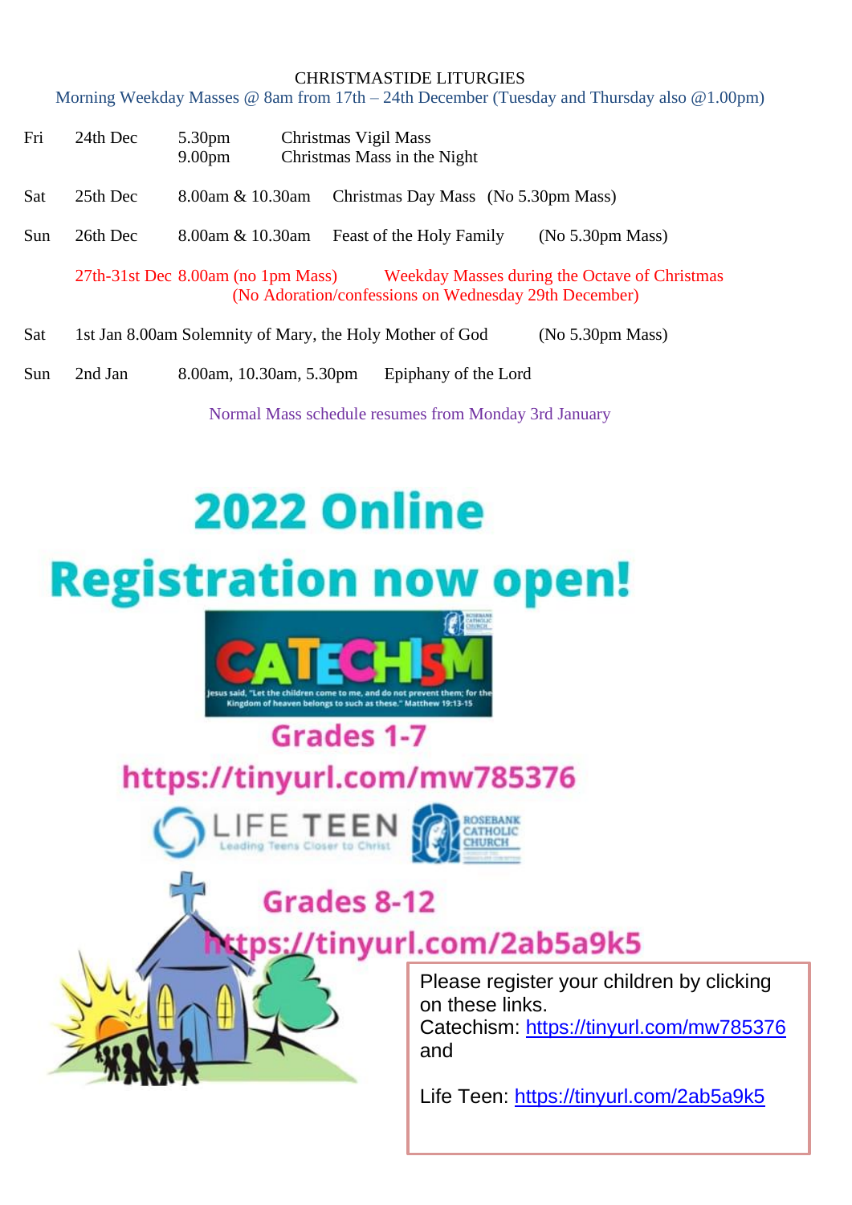## CHRISTMASTIDE LITURGIES

Morning Weekday Masses @ 8am from 17th – 24th December (Tuesday and Thursday also @1.00pm)

| | | | |
|---|---|---|---|
| Fri | 24th Dec | 5.30pm<br>9.00pm | Christmas Vigil Mass<br>Christmas Mass in the Night |
| Sat | 25th Dec | 8.00am & 10.30am | Christmas Day Mass (No 5.30pm Mass) |
| Sun | 26th Dec | 8.00am & 10.30am | Feast of the Holy Family (No 5.30pm Mass) |
| | 27th-31st Dec | 8.00am (no 1pm Mass) | Weekday Masses during the Octave of Christmas<br>(No Adoration/confessions on Wednesday 29th December) |
| Sat | 1st Jan | 8.00am | Solemnity of Mary, the Holy Mother of God (No 5.30pm Mass) |
| Sun | 2nd Jan | 8.00am, 10.30am, 5.30pm | Epiphany of the Lord |

Normal Mass schedule resumes from Monday 3rd January

# 2022 Online Registration now open!

**CATECHISM**

Jesus said, "Let the children come to me, and do not prevent them; for the Kingdom of heaven belongs to such as these." Matthew 19:13-15

**Grades 1-7**

**https://tinyurl.com/mw785376**

LIFE TEEN — Leading Teens Closer to Christ

ROSEBANK CATHOLIC CHURCH

**Grades 8-12**

**https://tinyurl.com/2ab5a9k5**

Please register your children by clicking on these links.
Catechism: https://tinyurl.com/mw785376
and

Life Teen: https://tinyurl.com/2ab5a9k5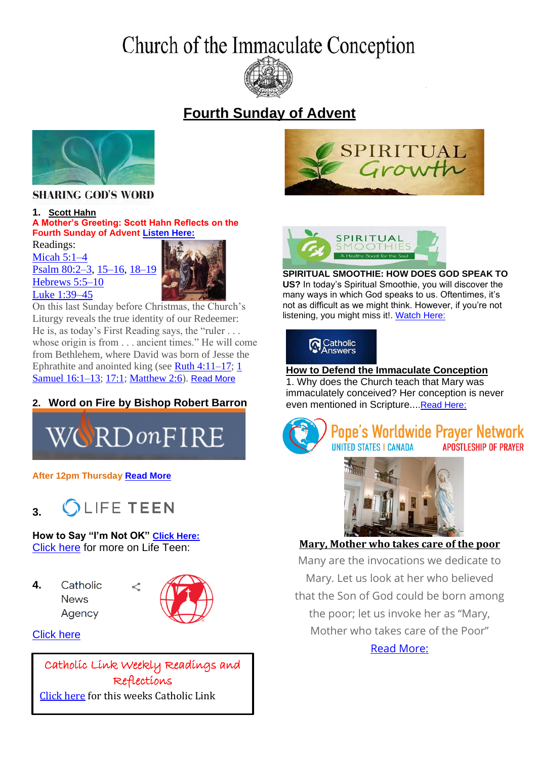# Church of the Immaculate Conception

## Fourth Sunday of Advent

### SHARING GOD'S WORD

1. **Scott Hahn**

**A Mother's Greeting: Scott Hahn Reflects on the Fourth Sunday of Advent Listen Here:**

Readings:
Micah 5:1–4
Psalm 80:2–3, 15–16, 18–19
Hebrews 5:5–10
Luke 1:39–45

On this last Sunday before Christmas, the Church's Liturgy reveals the true identity of our Redeemer: He is, as today's First Reading says, the "ruler . . . whose origin is from . . . ancient times." He will come from Bethlehem, where David was born of Jesse the Ephrathite and anointed king (see Ruth 4:11–17; 1 Samuel 16:1–13; 17:1; Matthew 2:6). Read More

2. **Word on Fire by Bishop Robert Barron**

WORD on FIRE

**After 12pm Thursday Read More**

3. LIFE TEEN

**How to Say "I'm Not OK" Click Here:**
Click here for more on Life Teen:

4. Catholic News Agency

Click here

Catholic Link Weekly Readings and Reflections

Click here for this weeks Catholic Link

SPIRITUAL Growth

SPIRITUAL SMOOTHIES — A Healthy Boost for the Soul

**SPIRITUAL SMOOTHIE: HOW DOES GOD SPEAK TO US?** In today's Spiritual Smoothie, you will discover the many ways in which God speaks to us. Oftentimes, it's not as difficult as we might think. However, if you're not listening, you might miss it!. Watch Here:

Catholic Answers

**How to Defend the Immaculate Conception**

1. Why does the Church teach that Mary was immaculately conceived? Her conception is never even mentioned in Scripture....Read Here:

Pope's Worldwide Prayer Network
UNITED STATES | CANADA    APOSTLESHIP OF PRAYER

**Mary, Mother who takes care of the poor**

Many are the invocations we dedicate to Mary. Let us look at her who believed that the Son of God could be born among the poor; let us invoke her as "Mary, Mother who takes care of the Poor"

Read More: